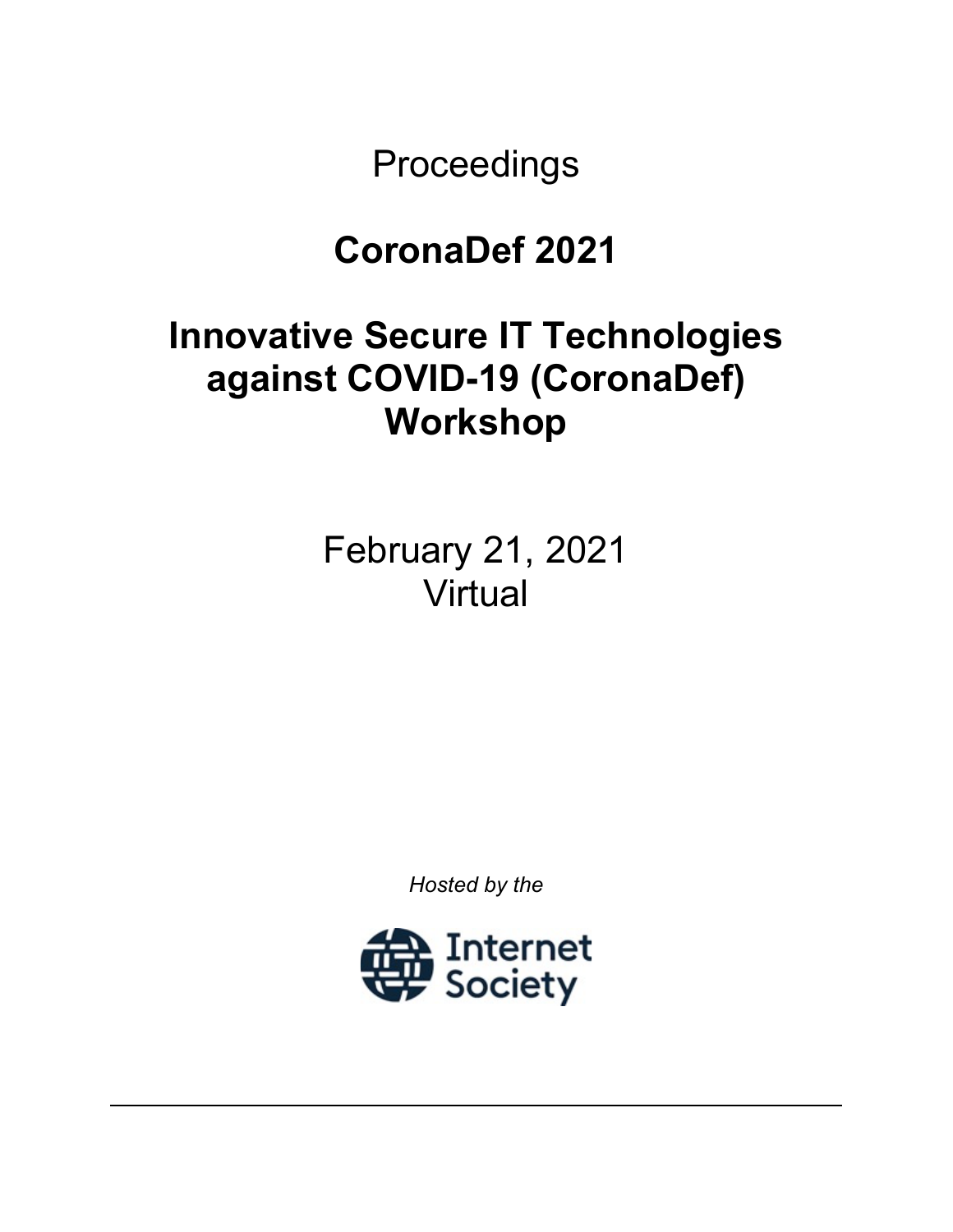Proceedings

# CoronaDef 2021

# Innovative Secure IT Technologies against COVID-19 (CoronaDef) Workshop

February 21, 2021
Virtual

*Hosted by the*

Internet Society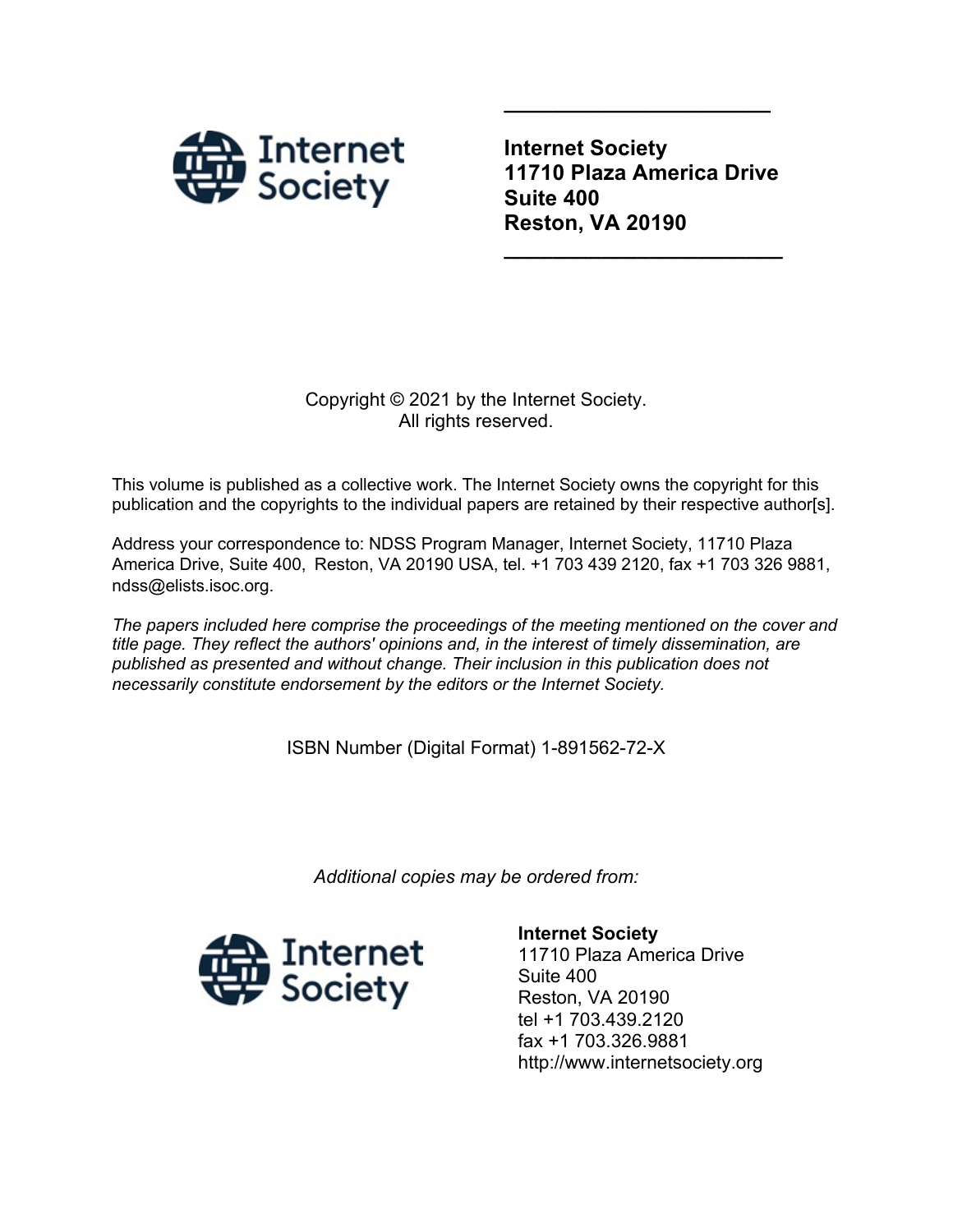**Internet Society**
**11710 Plaza America Drive**
**Suite 400**
**Reston, VA 20190**

Copyright © 2021 by the Internet Society.
All rights reserved.

This volume is published as a collective work. The Internet Society owns the copyright for this publication and the copyrights to the individual papers are retained by their respective author[s].

Address your correspondence to: NDSS Program Manager, Internet Society, 11710 Plaza America Drive, Suite 400, Reston, VA 20190 USA, tel. +1 703 439 2120, fax +1 703 326 9881, ndss@elists.isoc.org.

*The papers included here comprise the proceedings of the meeting mentioned on the cover and title page. They reflect the authors' opinions and, in the interest of timely dissemination, are published as presented and without change. Their inclusion in this publication does not necessarily constitute endorsement by the editors or the Internet Society.*

ISBN Number (Digital Format) 1-891562-72-X

*Additional copies may be ordered from:*

**Internet Society**
11710 Plaza America Drive
Suite 400
Reston, VA 20190
tel +1 703.439.2120
fax +1 703.326.9881
http://www.internetsociety.org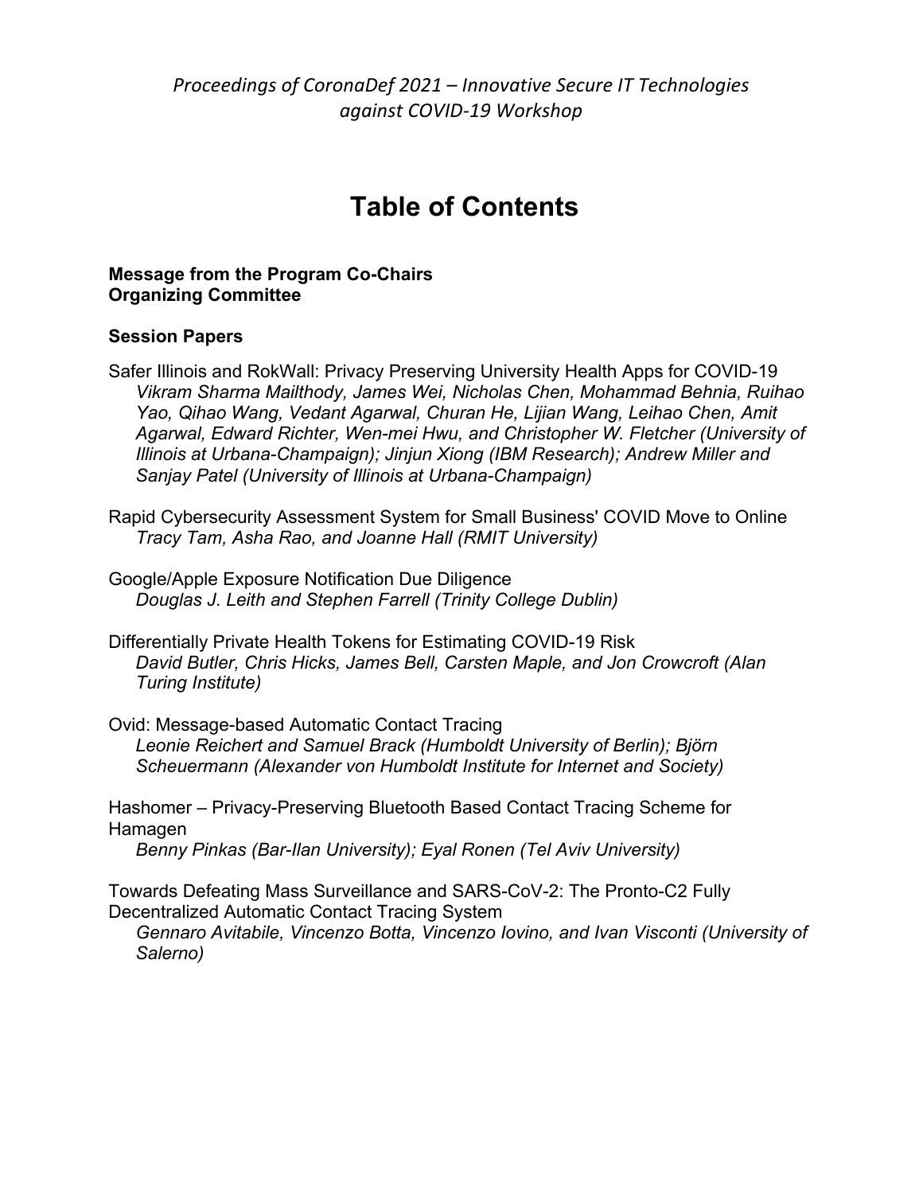*Proceedings of CoronaDef 2021 – Innovative Secure IT Technologies against COVID-19 Workshop*

# Table of Contents

**Message from the Program Co-Chairs**
**Organizing Committee**

**Session Papers**

Safer Illinois and RokWall: Privacy Preserving University Health Apps for COVID-19
*Vikram Sharma Mailthody, James Wei, Nicholas Chen, Mohammad Behnia, Ruihao Yao, Qihao Wang, Vedant Agarwal, Churan He, Lijian Wang, Leihao Chen, Amit Agarwal, Edward Richter, Wen-mei Hwu, and Christopher W. Fletcher (University of Illinois at Urbana-Champaign); Jinjun Xiong (IBM Research); Andrew Miller and Sanjay Patel (University of Illinois at Urbana-Champaign)*

Rapid Cybersecurity Assessment System for Small Business' COVID Move to Online
*Tracy Tam, Asha Rao, and Joanne Hall (RMIT University)*

Google/Apple Exposure Notification Due Diligence
*Douglas J. Leith and Stephen Farrell (Trinity College Dublin)*

Differentially Private Health Tokens for Estimating COVID-19 Risk
*David Butler, Chris Hicks, James Bell, Carsten Maple, and Jon Crowcroft (Alan Turing Institute)*

Ovid: Message-based Automatic Contact Tracing
*Leonie Reichert and Samuel Brack (Humboldt University of Berlin); Björn Scheuermann (Alexander von Humboldt Institute for Internet and Society)*

Hashomer – Privacy-Preserving Bluetooth Based Contact Tracing Scheme for Hamagen
*Benny Pinkas (Bar-Ilan University); Eyal Ronen (Tel Aviv University)*

Towards Defeating Mass Surveillance and SARS-CoV-2: The Pronto-C2 Fully Decentralized Automatic Contact Tracing System
*Gennaro Avitabile, Vincenzo Botta, Vincenzo Iovino, and Ivan Visconti (University of Salerno)*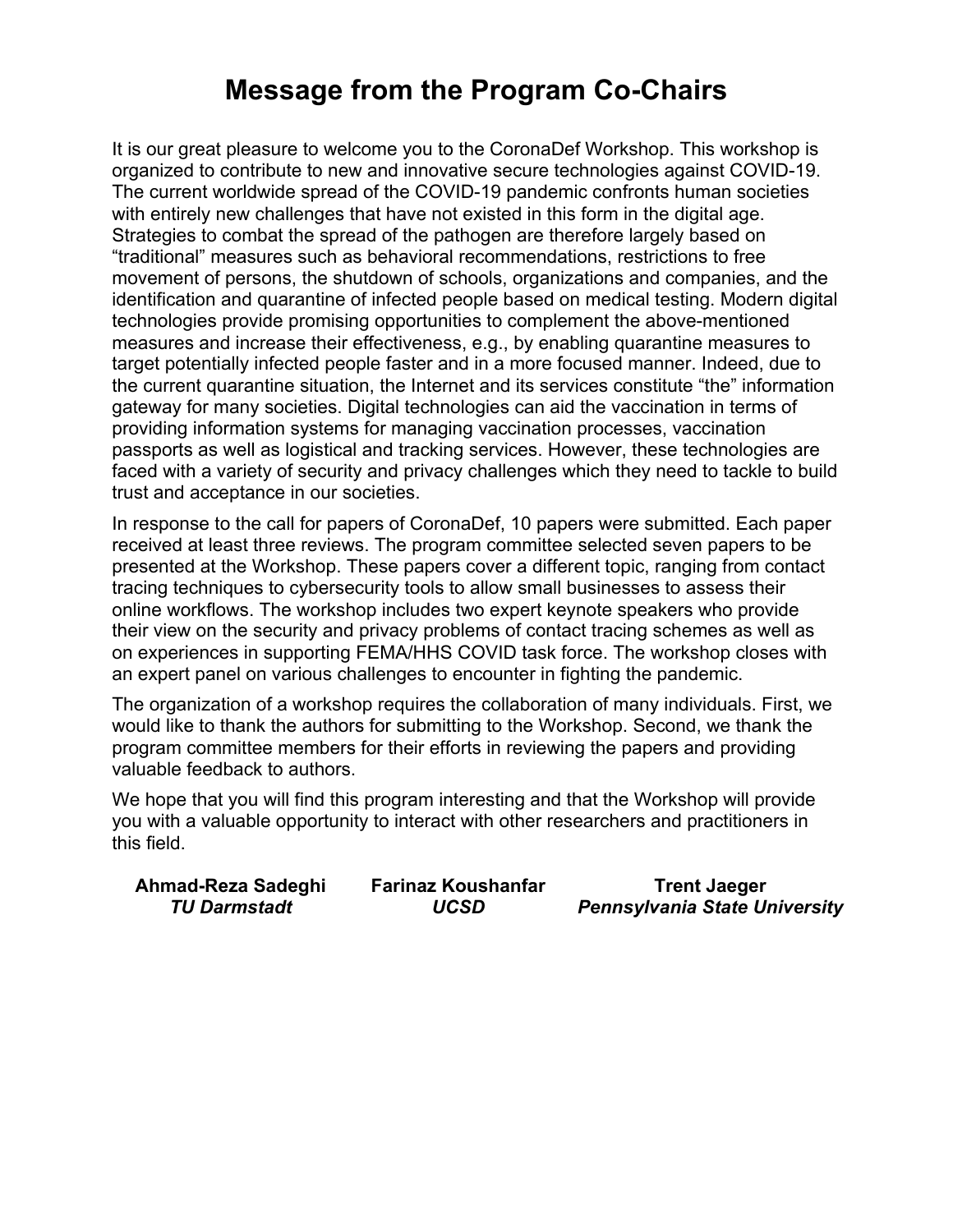# Message from the Program Co-Chairs

It is our great pleasure to welcome you to the CoronaDef Workshop. This workshop is organized to contribute to new and innovative secure technologies against COVID-19. The current worldwide spread of the COVID-19 pandemic confronts human societies with entirely new challenges that have not existed in this form in the digital age. Strategies to combat the spread of the pathogen are therefore largely based on "traditional" measures such as behavioral recommendations, restrictions to free movement of persons, the shutdown of schools, organizations and companies, and the identification and quarantine of infected people based on medical testing. Modern digital technologies provide promising opportunities to complement the above-mentioned measures and increase their effectiveness, e.g., by enabling quarantine measures to target potentially infected people faster and in a more focused manner. Indeed, due to the current quarantine situation, the Internet and its services constitute "the" information gateway for many societies. Digital technologies can aid the vaccination in terms of providing information systems for managing vaccination processes, vaccination passports as well as logistical and tracking services. However, these technologies are faced with a variety of security and privacy challenges which they need to tackle to build trust and acceptance in our societies.

In response to the call for papers of CoronaDef, 10 papers were submitted. Each paper received at least three reviews. The program committee selected seven papers to be presented at the Workshop. These papers cover a different topic, ranging from contact tracing techniques to cybersecurity tools to allow small businesses to assess their online workflows. The workshop includes two expert keynote speakers who provide their view on the security and privacy problems of contact tracing schemes as well as on experiences in supporting FEMA/HHS COVID task force. The workshop closes with an expert panel on various challenges to encounter in fighting the pandemic.

The organization of a workshop requires the collaboration of many individuals. First, we would like to thank the authors for submitting to the Workshop. Second, we thank the program committee members for their efforts in reviewing the papers and providing valuable feedback to authors.

We hope that you will find this program interesting and that the Workshop will provide you with a valuable opportunity to interact with other researchers and practitioners in this field.

**Ahmad-Reza Sadeghi**
***TU Darmstadt***

**Farinaz Koushanfar**
***UCSD***

**Trent Jaeger**
***Pennsylvania State University***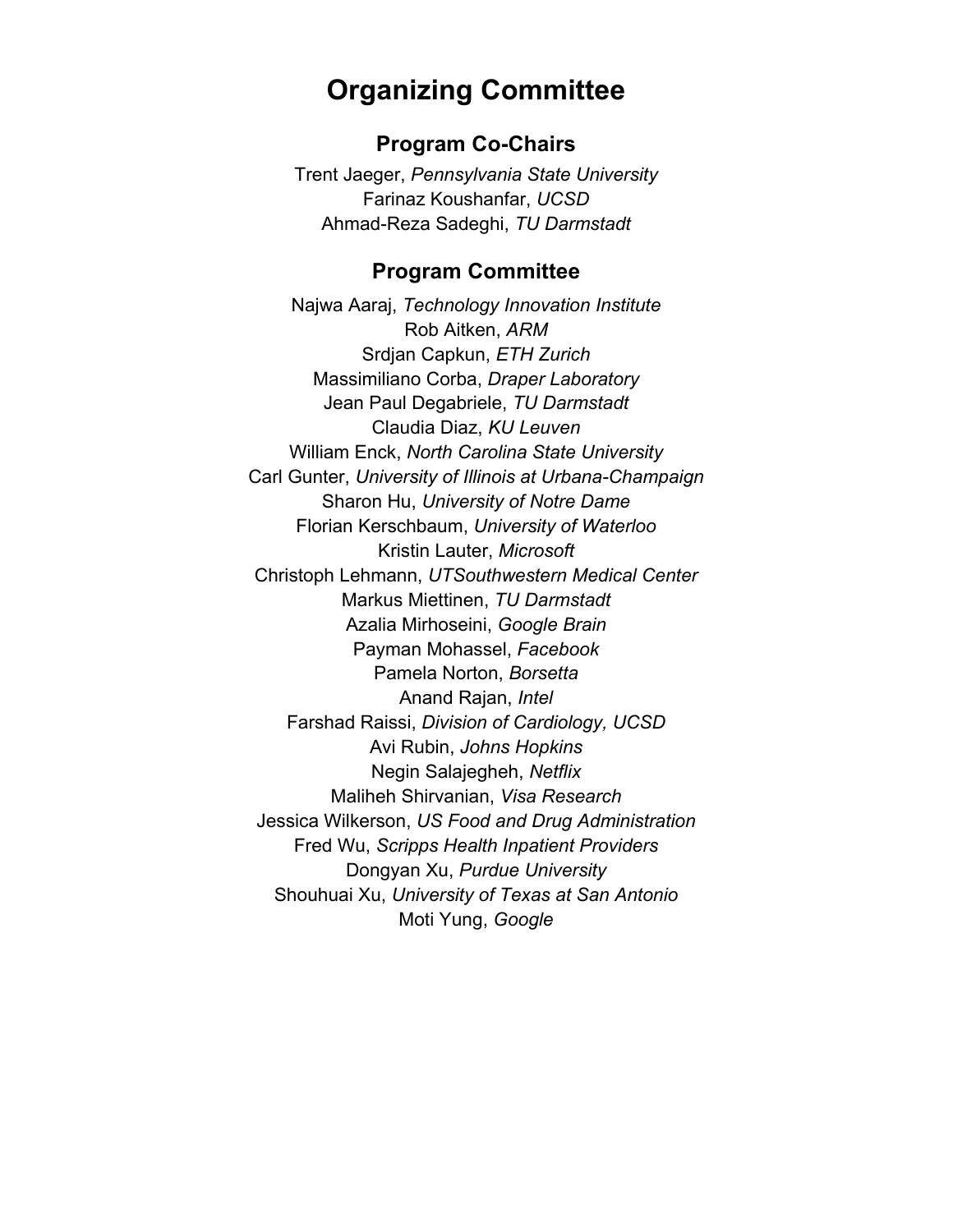# Organizing Committee

## Program Co-Chairs

Trent Jaeger, *Pennsylvania State University*
Farinaz Koushanfar, *UCSD*
Ahmad-Reza Sadeghi, *TU Darmstadt*

## Program Committee

Najwa Aaraj, *Technology Innovation Institute*
Rob Aitken, *ARM*
Srdjan Capkun, *ETH Zurich*
Massimiliano Corba, *Draper Laboratory*
Jean Paul Degabriele, *TU Darmstadt*
Claudia Diaz, *KU Leuven*
William Enck, *North Carolina State University*
Carl Gunter, *University of Illinois at Urbana-Champaign*
Sharon Hu, *University of Notre Dame*
Florian Kerschbaum, *University of Waterloo*
Kristin Lauter, *Microsoft*
Christoph Lehmann, *UTSouthwestern Medical Center*
Markus Miettinen, *TU Darmstadt*
Azalia Mirhoseini, *Google Brain*
Payman Mohassel, *Facebook*
Pamela Norton, *Borsetta*
Anand Rajan, *Intel*
Farshad Raissi, *Division of Cardiology, UCSD*
Avi Rubin, *Johns Hopkins*
Negin Salajegheh, *Netflix*
Maliheh Shirvanian, *Visa Research*
Jessica Wilkerson, *US Food and Drug Administration*
Fred Wu, *Scripps Health Inpatient Providers*
Dongyan Xu, *Purdue University*
Shouhuai Xu, *University of Texas at San Antonio*
Moti Yung, *Google*